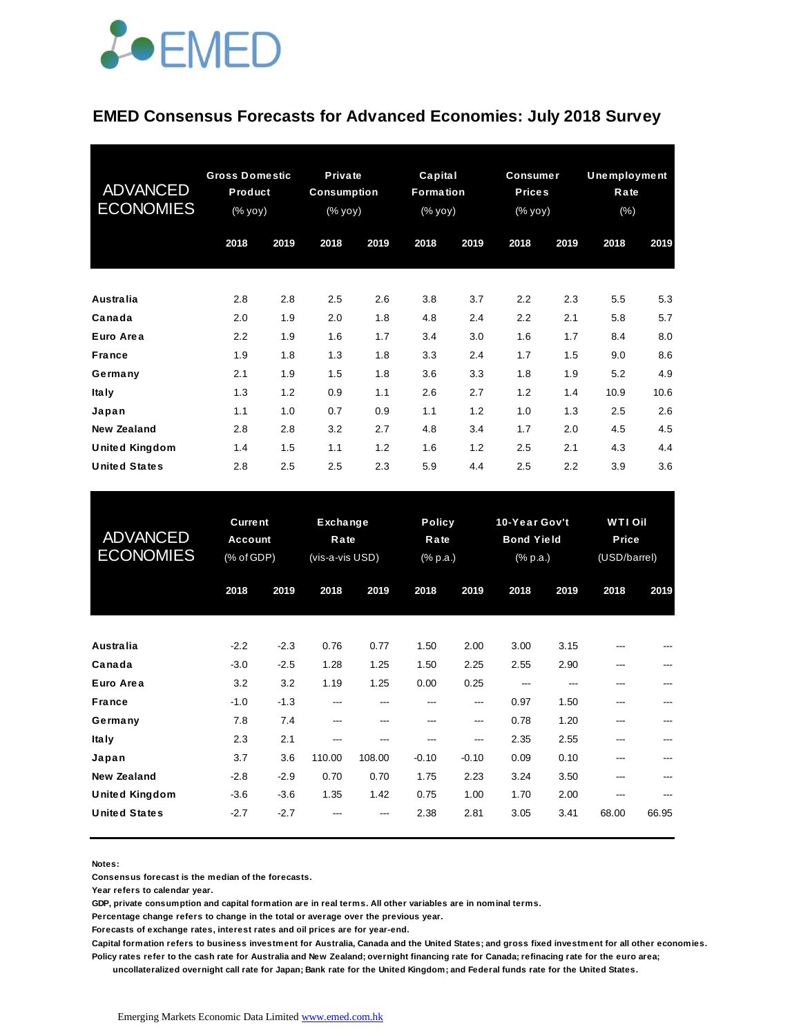EMED

# EMED Consensus Forecasts for Advanced Economies: July 2018 Survey

| ADVANCED ECONOMIES | Gross Domestic Product (% yoy) | | Private Consumption (% yoy) | | Capital Formation (% yoy) | | Consumer Prices (% yoy) | | Unemployment Rate (%) | |
|---|---|---|---|---|---|---|---|---|---|---|
| | 2018 | 2019 | 2018 | 2019 | 2018 | 2019 | 2018 | 2019 | 2018 | 2019 |
| **Australia** | 2.8 | 2.8 | 2.5 | 2.6 | 3.8 | 3.7 | 2.2 | 2.3 | 5.5 | 5.3 |
| **Canada** | 2.0 | 1.9 | 2.0 | 1.8 | 4.8 | 2.4 | 2.2 | 2.1 | 5.8 | 5.7 |
| **Euro Area** | 2.2 | 1.9 | 1.6 | 1.7 | 3.4 | 3.0 | 1.6 | 1.7 | 8.4 | 8.0 |
| **France** | 1.9 | 1.8 | 1.3 | 1.8 | 3.3 | 2.4 | 1.7 | 1.5 | 9.0 | 8.6 |
| **Germany** | 2.1 | 1.9 | 1.5 | 1.8 | 3.6 | 3.3 | 1.8 | 1.9 | 5.2 | 4.9 |
| **Italy** | 1.3 | 1.2 | 0.9 | 1.1 | 2.6 | 2.7 | 1.2 | 1.4 | 10.9 | 10.6 |
| **Japan** | 1.1 | 1.0 | 0.7 | 0.9 | 1.1 | 1.2 | 1.0 | 1.3 | 2.5 | 2.6 |
| **New Zealand** | 2.8 | 2.8 | 3.2 | 2.7 | 4.8 | 3.4 | 1.7 | 2.0 | 4.5 | 4.5 |
| **United Kingdom** | 1.4 | 1.5 | 1.1 | 1.2 | 1.6 | 1.2 | 2.5 | 2.1 | 4.3 | 4.4 |
| **United States** | 2.8 | 2.5 | 2.5 | 2.3 | 5.9 | 4.4 | 2.5 | 2.2 | 3.9 | 3.6 |

| ADVANCED ECONOMIES | Current Account (% of GDP) | | Exchange Rate (vis-a-vis USD) | | Policy Rate (% p.a.) | | 10-Year Gov't Bond Yield (% p.a.) | | WTI Oil Price (USD/barrel) | |
|---|---|---|---|---|---|---|---|---|---|---|
| | 2018 | 2019 | 2018 | 2019 | 2018 | 2019 | 2018 | 2019 | 2018 | 2019 |
| **Australia** | -2.2 | -2.3 | 0.76 | 0.77 | 1.50 | 2.00 | 3.00 | 3.15 | --- | --- |
| **Canada** | -3.0 | -2.5 | 1.28 | 1.25 | 1.50 | 2.25 | 2.55 | 2.90 | --- | --- |
| **Euro Area** | 3.2 | 3.2 | 1.19 | 1.25 | 0.00 | 0.25 | --- | --- | --- | --- |
| **France** | -1.0 | -1.3 | --- | --- | --- | --- | 0.97 | 1.50 | --- | --- |
| **Germany** | 7.8 | 7.4 | --- | --- | --- | --- | 0.78 | 1.20 | --- | --- |
| **Italy** | 2.3 | 2.1 | --- | --- | --- | --- | 2.35 | 2.55 | --- | --- |
| **Japan** | 3.7 | 3.6 | 110.00 | 108.00 | -0.10 | -0.10 | 0.09 | 0.10 | --- | --- |
| **New Zealand** | -2.8 | -2.9 | 0.70 | 0.70 | 1.75 | 2.23 | 3.24 | 3.50 | --- | --- |
| **United Kingdom** | -3.6 | -3.6 | 1.35 | 1.42 | 0.75 | 1.00 | 1.70 | 2.00 | --- | --- |
| **United States** | -2.7 | -2.7 | --- | --- | 2.38 | 2.81 | 3.05 | 3.41 | 68.00 | 66.95 |

**Notes:**
**Consensus forecast is the median of the forecasts.**
**Year refers to calendar year.**
**GDP, private consumption and capital formation are in real terms. All other variables are in nominal terms.**
**Percentage change refers to change in the total or average over the previous year.**
**Forecasts of exchange rates, interest rates and oil prices are for year-end.**
**Capital formation refers to business investment for Australia, Canada and the United States; and gross fixed investment for all other economies.**
**Policy rates refer to the cash rate for Australia and New Zealand; overnight financing rate for Canada; refinacing rate for the euro area; uncollateralized overnight call rate for Japan; Bank rate for the United Kingdom; and Federal funds rate for the United States.**

Emerging Markets Economic Data Limited www.emed.com.hk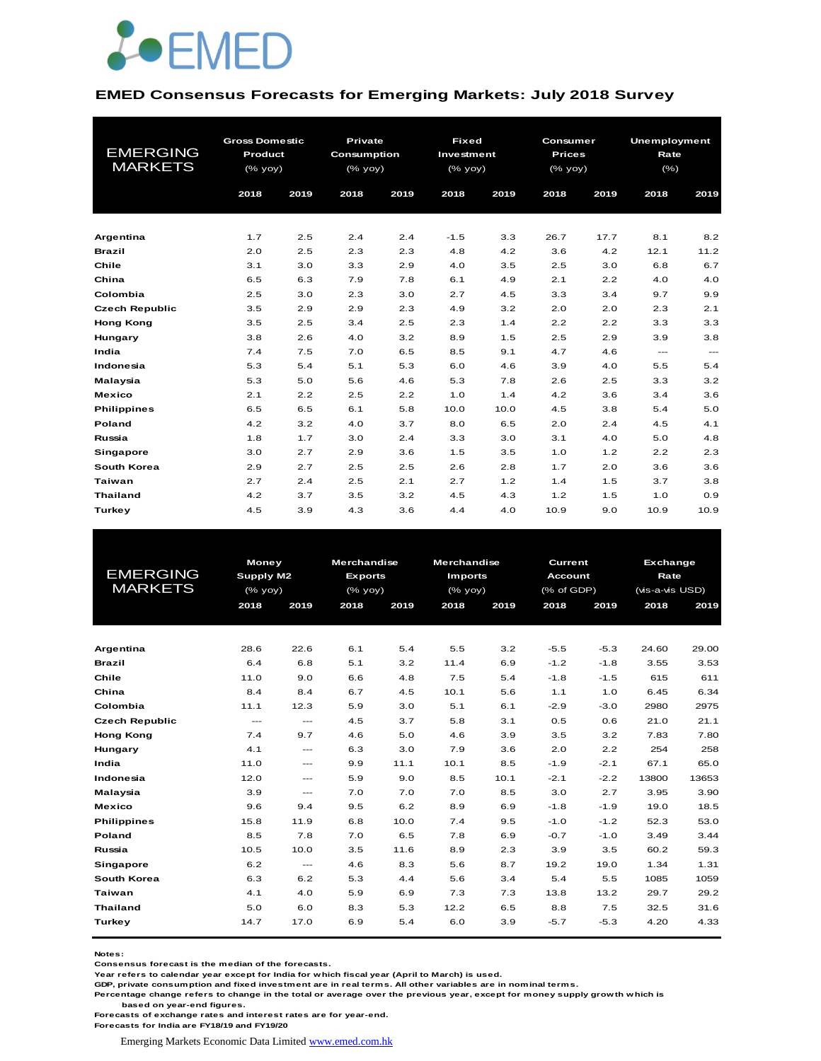EMED

## EMED Consensus Forecasts for Emerging Markets: July 2018 Survey

| EMERGING MARKETS | Gross Domestic Product (% yoy) | | Private Consumption (% yoy) | | Fixed Investment (% yoy) | | Consumer Prices (% yoy) | | Unemployment Rate (%) | |
|---|---|---|---|---|---|---|---|---|---|---|
| | 2018 | 2019 | 2018 | 2019 | 2018 | 2019 | 2018 | 2019 | 2018 | 2019 |
| **Argentina** | 1.7 | 2.5 | 2.4 | 2.4 | -1.5 | 3.3 | 26.7 | 17.7 | 8.1 | 8.2 |
| **Brazil** | 2.0 | 2.5 | 2.3 | 2.3 | 4.8 | 4.2 | 3.6 | 4.2 | 12.1 | 11.2 |
| **Chile** | 3.1 | 3.0 | 3.3 | 2.9 | 4.0 | 3.5 | 2.5 | 3.0 | 6.8 | 6.7 |
| **China** | 6.5 | 6.3 | 7.9 | 7.8 | 6.1 | 4.9 | 2.1 | 2.2 | 4.0 | 4.0 |
| **Colombia** | 2.5 | 3.0 | 2.3 | 3.0 | 2.7 | 4.5 | 3.3 | 3.4 | 9.7 | 9.9 |
| **Czech Republic** | 3.5 | 2.9 | 2.9 | 2.3 | 4.9 | 3.2 | 2.0 | 2.0 | 2.3 | 2.1 |
| **Hong Kong** | 3.5 | 2.5 | 3.4 | 2.5 | 2.3 | 1.4 | 2.2 | 2.2 | 3.3 | 3.3 |
| **Hungary** | 3.8 | 2.6 | 4.0 | 3.2 | 8.9 | 1.5 | 2.5 | 2.9 | 3.9 | 3.8 |
| **India** | 7.4 | 7.5 | 7.0 | 6.5 | 8.5 | 9.1 | 4.7 | 4.6 | --- | --- |
| **Indonesia** | 5.3 | 5.4 | 5.1 | 5.3 | 6.0 | 4.6 | 3.9 | 4.0 | 5.5 | 5.4 |
| **Malaysia** | 5.3 | 5.0 | 5.6 | 4.6 | 5.3 | 7.8 | 2.6 | 2.5 | 3.3 | 3.2 |
| **Mexico** | 2.1 | 2.2 | 2.5 | 2.2 | 1.0 | 1.4 | 4.2 | 3.6 | 3.4 | 3.6 |
| **Philippines** | 6.5 | 6.5 | 6.1 | 5.8 | 10.0 | 10.0 | 4.5 | 3.8 | 5.4 | 5.0 |
| **Poland** | 4.2 | 3.2 | 4.0 | 3.7 | 8.0 | 6.5 | 2.0 | 2.4 | 4.5 | 4.1 |
| **Russia** | 1.8 | 1.7 | 3.0 | 2.4 | 3.3 | 3.0 | 3.1 | 4.0 | 5.0 | 4.8 |
| **Singapore** | 3.0 | 2.7 | 2.9 | 3.6 | 1.5 | 3.5 | 1.0 | 1.2 | 2.2 | 2.3 |
| **South Korea** | 2.9 | 2.7 | 2.5 | 2.5 | 2.6 | 2.8 | 1.7 | 2.0 | 3.6 | 3.6 |
| **Taiwan** | 2.7 | 2.4 | 2.5 | 2.1 | 2.7 | 1.2 | 1.4 | 1.5 | 3.7 | 3.8 |
| **Thailand** | 4.2 | 3.7 | 3.5 | 3.2 | 4.5 | 4.3 | 1.2 | 1.5 | 1.0 | 0.9 |
| **Turkey** | 4.5 | 3.9 | 4.3 | 3.6 | 4.4 | 4.0 | 10.9 | 9.0 | 10.9 | 10.9 |

| EMERGING MARKETS | Money Supply M2 (% yoy) | | Merchandise Exports (% yoy) | | Merchandise Imports (% yoy) | | Current Account (% of GDP) | | Exchange Rate (vis-a-vis USD) | |
|---|---|---|---|---|---|---|---|---|---|---|
| | 2018 | 2019 | 2018 | 2019 | 2018 | 2019 | 2018 | 2019 | 2018 | 2019 |
| **Argentina** | 28.6 | 22.6 | 6.1 | 5.4 | 5.5 | 3.2 | -5.5 | -5.3 | 24.60 | 29.00 |
| **Brazil** | 6.4 | 6.8 | 5.1 | 3.2 | 11.4 | 6.9 | -1.2 | -1.8 | 3.55 | 3.53 |
| **Chile** | 11.0 | 9.0 | 6.6 | 4.8 | 7.5 | 5.4 | -1.8 | -1.5 | 615 | 611 |
| **China** | 8.4 | 8.4 | 6.7 | 4.5 | 10.1 | 5.6 | 1.1 | 1.0 | 6.45 | 6.34 |
| **Colombia** | 11.1 | 12.3 | 5.9 | 3.0 | 5.1 | 6.1 | -2.9 | -3.0 | 2980 | 2975 |
| **Czech Republic** | --- | --- | 4.5 | 3.7 | 5.8 | 3.1 | 0.5 | 0.6 | 21.0 | 21.1 |
| **Hong Kong** | 7.4 | 9.7 | 4.6 | 5.0 | 4.6 | 3.9 | 3.5 | 3.2 | 7.83 | 7.80 |
| **Hungary** | 4.1 | --- | 6.3 | 3.0 | 7.9 | 3.6 | 2.0 | 2.2 | 254 | 258 |
| **India** | 11.0 | --- | 9.9 | 11.1 | 10.1 | 8.5 | -1.9 | -2.1 | 67.1 | 65.0 |
| **Indonesia** | 12.0 | --- | 5.9 | 9.0 | 8.5 | 10.1 | -2.1 | -2.2 | 13800 | 13653 |
| **Malaysia** | 3.9 | --- | 7.0 | 7.0 | 7.0 | 8.5 | 3.0 | 2.7 | 3.95 | 3.90 |
| **Mexico** | 9.6 | 9.4 | 9.5 | 6.2 | 8.9 | 6.9 | -1.8 | -1.9 | 19.0 | 18.5 |
| **Philippines** | 15.8 | 11.9 | 6.8 | 10.0 | 7.4 | 9.5 | -1.0 | -1.2 | 52.3 | 53.0 |
| **Poland** | 8.5 | 7.8 | 7.0 | 6.5 | 7.8 | 6.9 | -0.7 | -1.0 | 3.49 | 3.44 |
| **Russia** | 10.5 | 10.0 | 3.5 | 11.6 | 8.9 | 2.3 | 3.9 | 3.5 | 60.2 | 59.3 |
| **Singapore** | 6.2 | --- | 4.6 | 8.3 | 5.6 | 8.7 | 19.2 | 19.0 | 1.34 | 1.31 |
| **South Korea** | 6.3 | 6.2 | 5.3 | 4.4 | 5.6 | 3.4 | 5.4 | 5.5 | 1085 | 1059 |
| **Taiwan** | 4.1 | 4.0 | 5.9 | 6.9 | 7.3 | 7.3 | 13.8 | 13.2 | 29.7 | 29.2 |
| **Thailand** | 5.0 | 6.0 | 8.3 | 5.3 | 12.2 | 6.5 | 8.8 | 7.5 | 32.5 | 31.6 |
| **Turkey** | 14.7 | 17.0 | 6.9 | 5.4 | 6.0 | 3.9 | -5.7 | -5.3 | 4.20 | 4.33 |

**Notes:**
**Consensus forecast is the median of the forecasts.**
**Year refers to calendar year except for India for which fiscal year (April to March) is used.**
**GDP, private consumption and fixed investment are in real terms. All other variables are in nominal terms.**
**Percentage change refers to change in the total or average over the previous year, except for money supply growth which is based on year-end figures.**
**Forecasts of exchange rates and interest rates are for year-end.**
**Forecasts for India are FY18/19 and FY19/20**

Emerging Markets Economic Data Limited www.emed.com.hk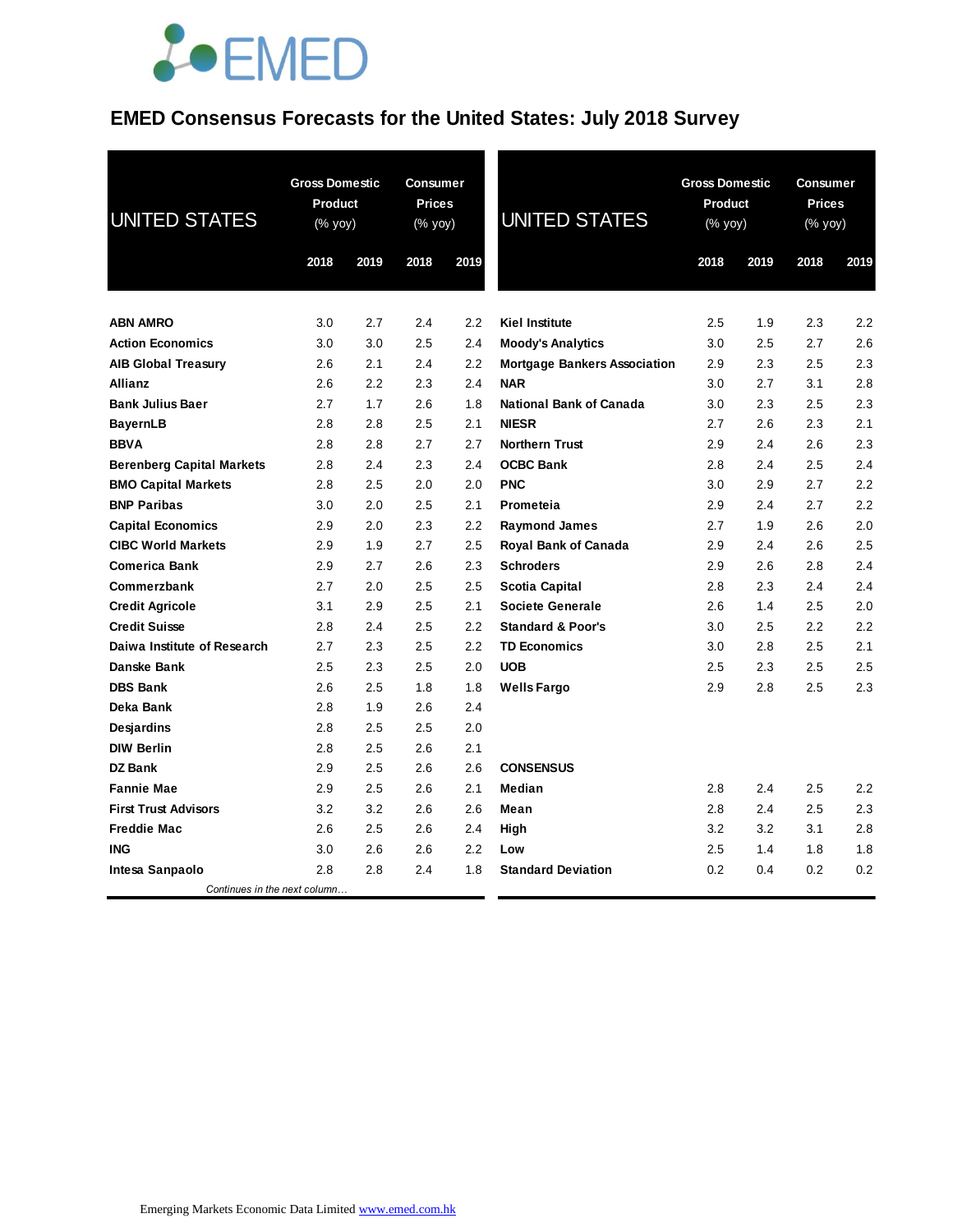# EMED Consensus Forecasts for the United States: July 2018 Survey

| UNITED STATES | Gross Domestic Product (% yoy) | | Consumer Prices (% yoy) | |
|---|---|---|---|---|
| | 2018 | 2019 | 2018 | 2019 |
| **ABN AMRO** | 3.0 | 2.7 | 2.4 | 2.2 |
| **Action Economics** | 3.0 | 3.0 | 2.5 | 2.4 |
| **AIB Global Treasury** | 2.6 | 2.1 | 2.4 | 2.2 |
| **Allianz** | 2.6 | 2.2 | 2.3 | 2.4 |
| **Bank Julius Baer** | 2.7 | 1.7 | 2.6 | 1.8 |
| **BayernLB** | 2.8 | 2.8 | 2.5 | 2.1 |
| **BBVA** | 2.8 | 2.8 | 2.7 | 2.7 |
| **Berenberg Capital Markets** | 2.8 | 2.4 | 2.3 | 2.4 |
| **BMO Capital Markets** | 2.8 | 2.5 | 2.0 | 2.0 |
| **BNP Paribas** | 3.0 | 2.0 | 2.5 | 2.1 |
| **Capital Economics** | 2.9 | 2.0 | 2.3 | 2.2 |
| **CIBC World Markets** | 2.9 | 1.9 | 2.7 | 2.5 |
| **Comerica Bank** | 2.9 | 2.7 | 2.6 | 2.3 |
| **Commerzbank** | 2.7 | 2.0 | 2.5 | 2.5 |
| **Credit Agricole** | 3.1 | 2.9 | 2.5 | 2.1 |
| **Credit Suisse** | 2.8 | 2.4 | 2.5 | 2.2 |
| **Daiwa Institute of Research** | 2.7 | 2.3 | 2.5 | 2.2 |
| **Danske Bank** | 2.5 | 2.3 | 2.5 | 2.0 |
| **DBS Bank** | 2.6 | 2.5 | 1.8 | 1.8 |
| **Deka Bank** | 2.8 | 1.9 | 2.6 | 2.4 |
| **Desjardins** | 2.8 | 2.5 | 2.5 | 2.0 |
| **DIW Berlin** | 2.8 | 2.5 | 2.6 | 2.1 |
| **DZ Bank** | 2.9 | 2.5 | 2.6 | 2.6 |
| **Fannie Mae** | 2.9 | 2.5 | 2.6 | 2.1 |
| **First Trust Advisors** | 3.2 | 3.2 | 2.6 | 2.6 |
| **Freddie Mac** | 2.6 | 2.5 | 2.6 | 2.4 |
| **ING** | 3.0 | 2.6 | 2.6 | 2.2 |
| **Intesa Sanpaolo** | 2.8 | 2.8 | 2.4 | 1.8 |
| **Kiel Institute** | 2.5 | 1.9 | 2.3 | 2.2 |
| **Moody's Analytics** | 3.0 | 2.5 | 2.7 | 2.6 |
| **Mortgage Bankers Association** | 2.9 | 2.3 | 2.5 | 2.3 |
| **NAR** | 3.0 | 2.7 | 3.1 | 2.8 |
| **National Bank of Canada** | 3.0 | 2.3 | 2.5 | 2.3 |
| **NIESR** | 2.7 | 2.6 | 2.3 | 2.1 |
| **Northern Trust** | 2.9 | 2.4 | 2.6 | 2.3 |
| **OCBC Bank** | 2.8 | 2.4 | 2.5 | 2.4 |
| **PNC** | 3.0 | 2.9 | 2.7 | 2.2 |
| **Prometeia** | 2.9 | 2.4 | 2.7 | 2.2 |
| **Raymond James** | 2.7 | 1.9 | 2.6 | 2.0 |
| **Royal Bank of Canada** | 2.9 | 2.4 | 2.6 | 2.5 |
| **Schroders** | 2.9 | 2.6 | 2.8 | 2.4 |
| **Scotia Capital** | 2.8 | 2.3 | 2.4 | 2.4 |
| **Societe Generale** | 2.6 | 1.4 | 2.5 | 2.0 |
| **Standard & Poor's** | 3.0 | 2.5 | 2.2 | 2.2 |
| **TD Economics** | 3.0 | 2.8 | 2.5 | 2.1 |
| **UOB** | 2.5 | 2.3 | 2.5 | 2.5 |
| **Wells Fargo** | 2.9 | 2.8 | 2.5 | 2.3 |
| **CONSENSUS** | | | | |
| **Median** | 2.8 | 2.4 | 2.5 | 2.2 |
| **Mean** | 2.8 | 2.4 | 2.5 | 2.3 |
| **High** | 3.2 | 3.2 | 3.1 | 2.8 |
| **Low** | 2.5 | 1.4 | 1.8 | 1.8 |
| **Standard Deviation** | 0.2 | 0.4 | 0.2 | 0.2 |

*Continues in the next column…*

Emerging Markets Economic Data Limited www.emed.com.hk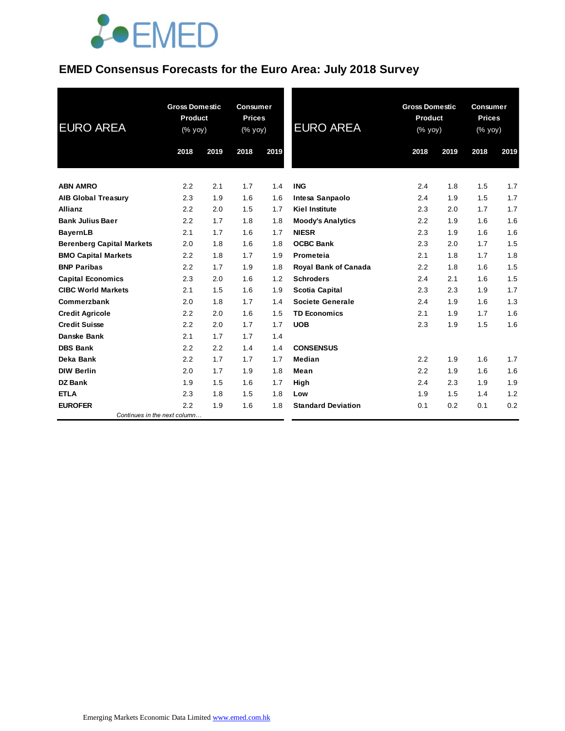# EMED Consensus Forecasts for the Euro Area: July 2018 Survey

| EURO AREA | Gross Domestic Product (% yoy) | | Consumer Prices (% yoy) | |
|---|---|---|---|---|
| | 2018 | 2019 | 2018 | 2019 |
| **ABN AMRO** | 2.2 | 2.1 | 1.7 | 1.4 |
| **AIB Global Treasury** | 2.3 | 1.9 | 1.6 | 1.6 |
| **Allianz** | 2.2 | 2.0 | 1.5 | 1.7 |
| **Bank Julius Baer** | 2.2 | 1.7 | 1.8 | 1.8 |
| **BayernLB** | 2.1 | 1.7 | 1.6 | 1.7 |
| **Berenberg Capital Markets** | 2.0 | 1.8 | 1.6 | 1.8 |
| **BMO Capital Markets** | 2.2 | 1.8 | 1.7 | 1.9 |
| **BNP Paribas** | 2.2 | 1.7 | 1.9 | 1.8 |
| **Capital Economics** | 2.3 | 2.0 | 1.6 | 1.2 |
| **CIBC World Markets** | 2.1 | 1.5 | 1.6 | 1.9 |
| **Commerzbank** | 2.0 | 1.8 | 1.7 | 1.4 |
| **Credit Agricole** | 2.2 | 2.0 | 1.6 | 1.5 |
| **Credit Suisse** | 2.2 | 2.0 | 1.7 | 1.7 |
| **Danske Bank** | 2.1 | 1.7 | 1.7 | 1.4 |
| **DBS Bank** | 2.2 | 2.2 | 1.4 | 1.4 |
| **Deka Bank** | 2.2 | 1.7 | 1.7 | 1.7 |
| **DIW Berlin** | 2.0 | 1.7 | 1.9 | 1.8 |
| **DZ Bank** | 1.9 | 1.5 | 1.6 | 1.7 |
| **ETLA** | 2.3 | 1.8 | 1.5 | 1.8 |
| **EUROFER** | 2.2 | 1.9 | 1.6 | 1.8 |
| **ING** | 2.4 | 1.8 | 1.5 | 1.7 |
| **Intesa Sanpaolo** | 2.4 | 1.9 | 1.5 | 1.7 |
| **Kiel Institute** | 2.3 | 2.0 | 1.7 | 1.7 |
| **Moody's Analytics** | 2.2 | 1.9 | 1.6 | 1.6 |
| **NIESR** | 2.3 | 1.9 | 1.6 | 1.6 |
| **OCBC Bank** | 2.3 | 2.0 | 1.7 | 1.5 |
| **Prometeia** | 2.1 | 1.8 | 1.7 | 1.8 |
| **Royal Bank of Canada** | 2.2 | 1.8 | 1.6 | 1.5 |
| **Schroders** | 2.4 | 2.1 | 1.6 | 1.5 |
| **Scotia Capital** | 2.3 | 2.3 | 1.9 | 1.7 |
| **Societe Generale** | 2.4 | 1.9 | 1.6 | 1.3 |
| **TD Economics** | 2.1 | 1.9 | 1.7 | 1.6 |
| **UOB** | 2.3 | 1.9 | 1.5 | 1.6 |
| | | | | |
| **CONSENSUS** | | | | |
| **Median** | 2.2 | 1.9 | 1.6 | 1.7 |
| **Mean** | 2.2 | 1.9 | 1.6 | 1.6 |
| **High** | 2.4 | 2.3 | 1.9 | 1.9 |
| **Low** | 1.9 | 1.5 | 1.4 | 1.2 |
| **Standard Deviation** | 0.1 | 0.2 | 0.1 | 0.2 |

Emerging Markets Economic Data Limited www.emed.com.hk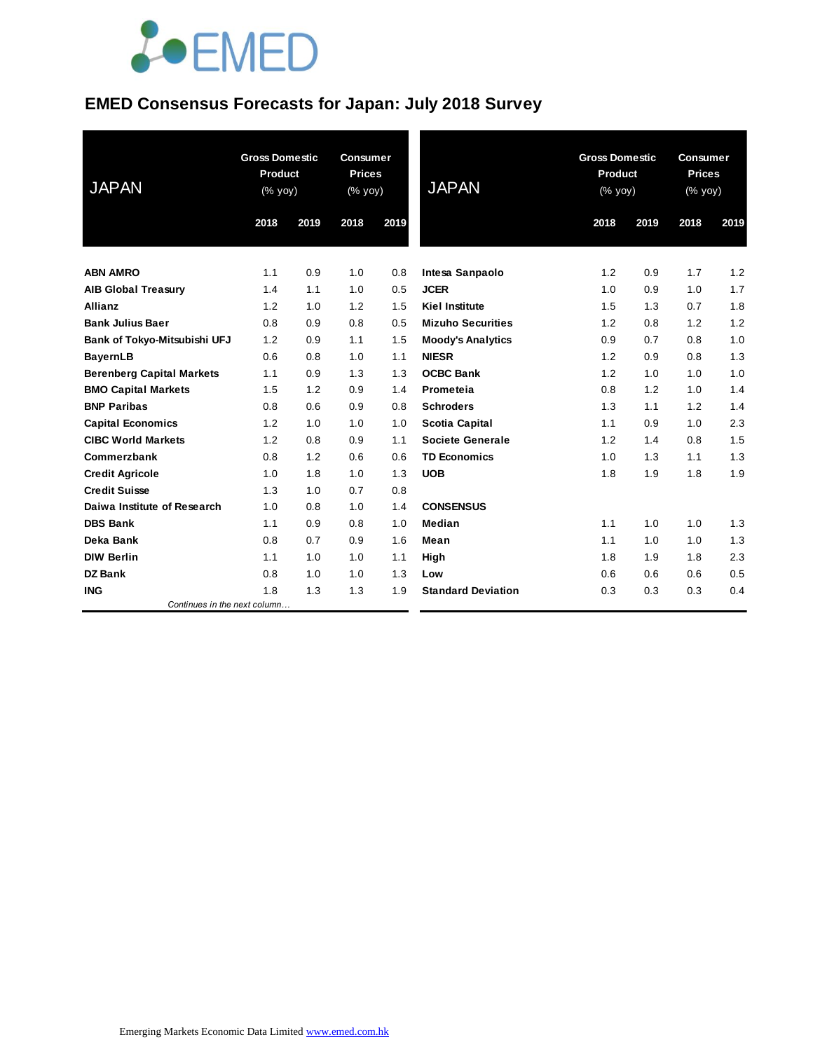# EMED Consensus Forecasts for Japan: July 2018 Survey

| JAPAN | Gross Domestic Product (% yoy) | | Consumer Prices (% yoy) | |
|---|---|---|---|---|
| | 2018 | 2019 | 2018 | 2019 |
| **ABN AMRO** | 1.1 | 0.9 | 1.0 | 0.8 |
| **AIB Global Treasury** | 1.4 | 1.1 | 1.0 | 0.5 |
| **Allianz** | 1.2 | 1.0 | 1.2 | 1.5 |
| **Bank Julius Baer** | 0.8 | 0.9 | 0.8 | 0.5 |
| **Bank of Tokyo-Mitsubishi UFJ** | 1.2 | 0.9 | 1.1 | 1.5 |
| **BayernLB** | 0.6 | 0.8 | 1.0 | 1.1 |
| **Berenberg Capital Markets** | 1.1 | 0.9 | 1.3 | 1.3 |
| **BMO Capital Markets** | 1.5 | 1.2 | 0.9 | 1.4 |
| **BNP Paribas** | 0.8 | 0.6 | 0.9 | 0.8 |
| **Capital Economics** | 1.2 | 1.0 | 1.0 | 1.0 |
| **CIBC World Markets** | 1.2 | 0.8 | 0.9 | 1.1 |
| **Commerzbank** | 0.8 | 1.2 | 0.6 | 0.6 |
| **Credit Agricole** | 1.0 | 1.8 | 1.0 | 1.3 |
| **Credit Suisse** | 1.3 | 1.0 | 0.7 | 0.8 |
| **Daiwa Institute of Research** | 1.0 | 0.8 | 1.0 | 1.4 |
| **DBS Bank** | 1.1 | 0.9 | 0.8 | 1.0 |
| **Deka Bank** | 0.8 | 0.7 | 0.9 | 1.6 |
| **DIW Berlin** | 1.1 | 1.0 | 1.0 | 1.1 |
| **DZ Bank** | 0.8 | 1.0 | 1.0 | 1.3 |
| **ING** | 1.8 | 1.3 | 1.3 | 1.9 |
| **Intesa Sanpaolo** | 1.2 | 0.9 | 1.7 | 1.2 |
| **JCER** | 1.0 | 0.9 | 1.0 | 1.7 |
| **Kiel Institute** | 1.5 | 1.3 | 0.7 | 1.8 |
| **Mizuho Securities** | 1.2 | 0.8 | 1.2 | 1.2 |
| **Moody's Analytics** | 0.9 | 0.7 | 0.8 | 1.0 |
| **NIESR** | 1.2 | 0.9 | 0.8 | 1.3 |
| **OCBC Bank** | 1.2 | 1.0 | 1.0 | 1.0 |
| **Prometeia** | 0.8 | 1.2 | 1.0 | 1.4 |
| **Schroders** | 1.3 | 1.1 | 1.2 | 1.4 |
| **Scotia Capital** | 1.1 | 0.9 | 1.0 | 2.3 |
| **Societe Generale** | 1.2 | 1.4 | 0.8 | 1.5 |
| **TD Economics** | 1.0 | 1.3 | 1.1 | 1.3 |
| **UOB** | 1.8 | 1.9 | 1.8 | 1.9 |
| **CONSENSUS** | | | | |
| **Median** | 1.1 | 1.0 | 1.0 | 1.3 |
| **Mean** | 1.1 | 1.0 | 1.0 | 1.3 |
| **High** | 1.8 | 1.9 | 1.8 | 2.3 |
| **Low** | 0.6 | 0.6 | 0.6 | 0.5 |
| **Standard Deviation** | 0.3 | 0.3 | 0.3 | 0.4 |

Emerging Markets Economic Data Limited www.emed.com.hk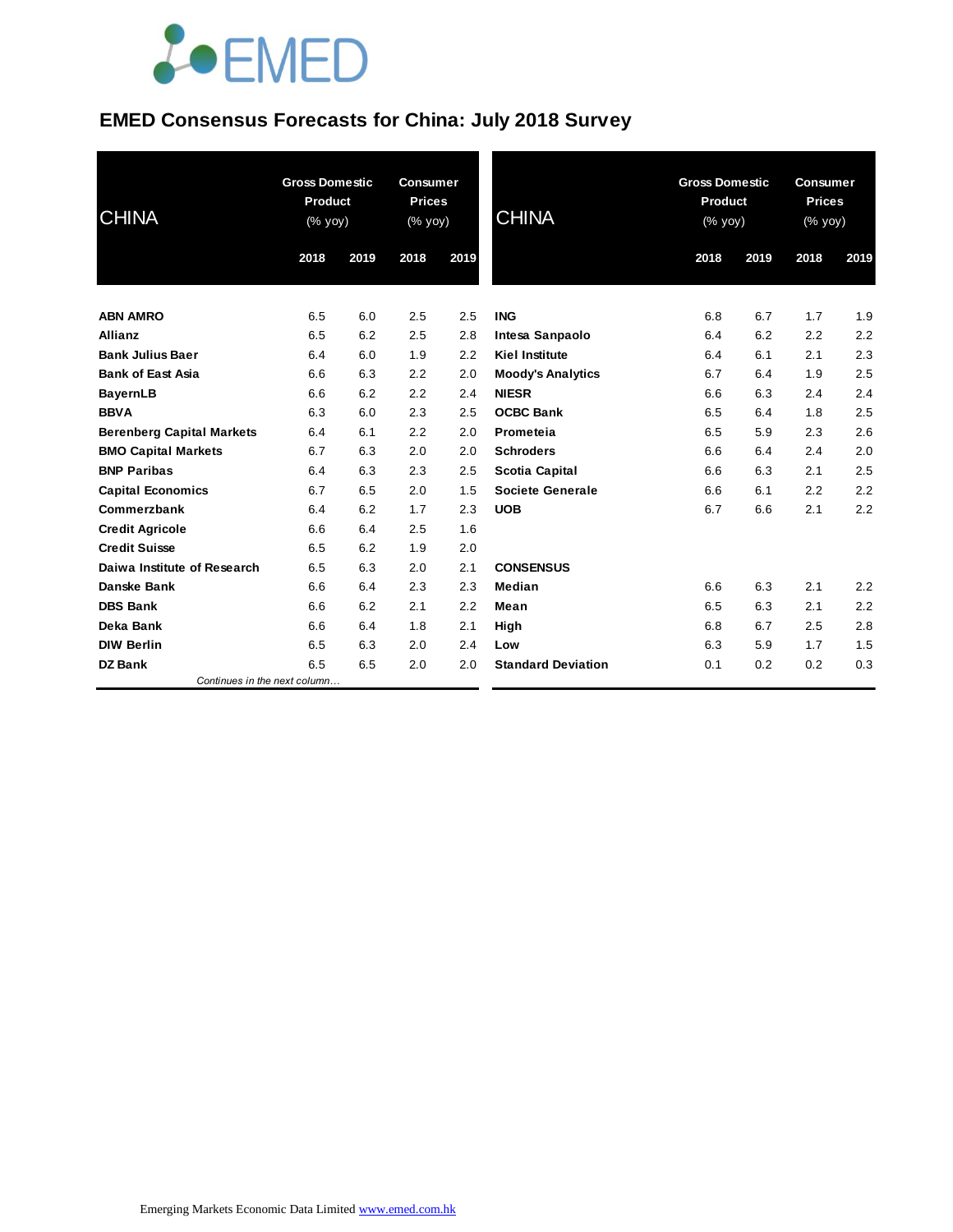# EMED Consensus Forecasts for China: July 2018 Survey

| CHINA | Gross Domestic Product (% yoy) | | Consumer Prices (% yoy) | |
|---|---|---|---|---|
| | 2018 | 2019 | 2018 | 2019 |
| **ABN AMRO** | 6.5 | 6.0 | 2.5 | 2.5 |
| **Allianz** | 6.5 | 6.2 | 2.5 | 2.8 |
| **Bank Julius Baer** | 6.4 | 6.0 | 1.9 | 2.2 |
| **Bank of East Asia** | 6.6 | 6.3 | 2.2 | 2.0 |
| **BayernLB** | 6.6 | 6.2 | 2.2 | 2.4 |
| **BBVA** | 6.3 | 6.0 | 2.3 | 2.5 |
| **Berenberg Capital Markets** | 6.4 | 6.1 | 2.2 | 2.0 |
| **BMO Capital Markets** | 6.7 | 6.3 | 2.0 | 2.0 |
| **BNP Paribas** | 6.4 | 6.3 | 2.3 | 2.5 |
| **Capital Economics** | 6.7 | 6.5 | 2.0 | 1.5 |
| **Commerzbank** | 6.4 | 6.2 | 1.7 | 2.3 |
| **Credit Agricole** | 6.6 | 6.4 | 2.5 | 1.6 |
| **Credit Suisse** | 6.5 | 6.2 | 1.9 | 2.0 |
| **Daiwa Institute of Research** | 6.5 | 6.3 | 2.0 | 2.1 |
| **Danske Bank** | 6.6 | 6.4 | 2.3 | 2.3 |
| **DBS Bank** | 6.6 | 6.2 | 2.1 | 2.2 |
| **Deka Bank** | 6.6 | 6.4 | 1.8 | 2.1 |
| **DIW Berlin** | 6.5 | 6.3 | 2.0 | 2.4 |
| **DZ Bank** | 6.5 | 6.5 | 2.0 | 2.0 |

*Continues in the next column…*

| CHINA | Gross Domestic Product (% yoy) | | Consumer Prices (% yoy) | |
|---|---|---|---|---|
| | 2018 | 2019 | 2018 | 2019 |
| **ING** | 6.8 | 6.7 | 1.7 | 1.9 |
| **Intesa Sanpaolo** | 6.4 | 6.2 | 2.2 | 2.2 |
| **Kiel Institute** | 6.4 | 6.1 | 2.1 | 2.3 |
| **Moody's Analytics** | 6.7 | 6.4 | 1.9 | 2.5 |
| **NIESR** | 6.6 | 6.3 | 2.4 | 2.4 |
| **OCBC Bank** | 6.5 | 6.4 | 1.8 | 2.5 |
| **Prometeia** | 6.5 | 5.9 | 2.3 | 2.6 |
| **Schroders** | 6.6 | 6.4 | 2.4 | 2.0 |
| **Scotia Capital** | 6.6 | 6.3 | 2.1 | 2.5 |
| **Societe Generale** | 6.6 | 6.1 | 2.2 | 2.2 |
| **UOB** | 6.7 | 6.6 | 2.1 | 2.2 |
| | | | | |
| **CONSENSUS** | | | | |
| **Median** | 6.6 | 6.3 | 2.1 | 2.2 |
| **Mean** | 6.5 | 6.3 | 2.1 | 2.2 |
| **High** | 6.8 | 6.7 | 2.5 | 2.8 |
| **Low** | 6.3 | 5.9 | 1.7 | 1.5 |
| **Standard Deviation** | 0.1 | 0.2 | 0.2 | 0.3 |

Emerging Markets Economic Data Limited www.emed.com.hk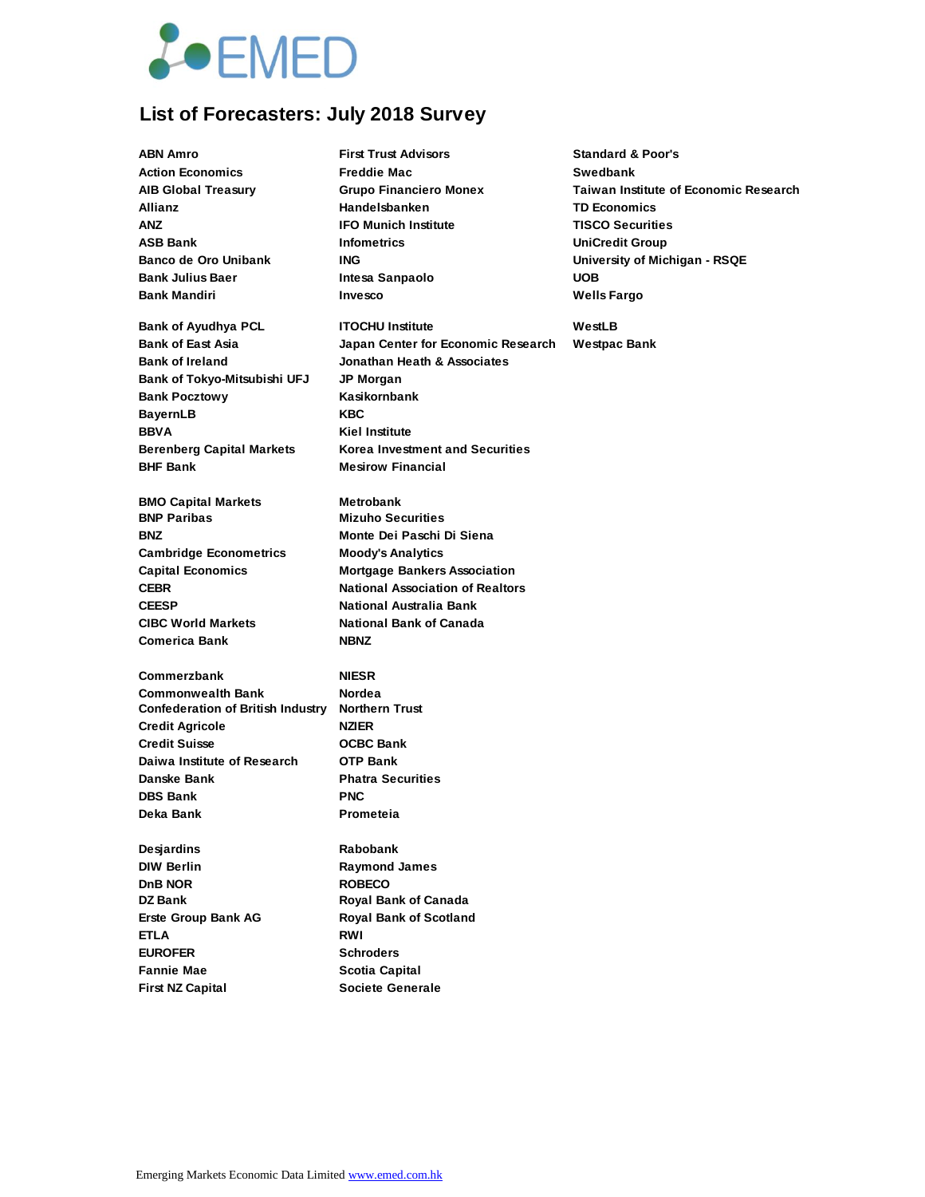# List of Forecasters: July 2018 Survey

**ABN Amro**
**Action Economics**
**AIB Global Treasury**
**Allianz**
**ANZ**
**ASB Bank**
**Banco de Oro Unibank**
**Bank Julius Baer**
**Bank Mandiri**

**Bank of Ayudhya PCL**
**Bank of East Asia**
**Bank of Ireland**
**Bank of Tokyo-Mitsubishi UFJ**
**Bank Pocztowy**
**BayernLB**
**BBVA**
**Berenberg Capital Markets**
**BHF Bank**

**BMO Capital Markets**
**BNP Paribas**
**BNZ**
**Cambridge Econometrics**
**Capital Economics**
**CEBR**
**CEESP**
**CIBC World Markets**
**Comerica Bank**

**Commerzbank**
**Commonwealth Bank**
**Confederation of British Industry**
**Credit Agricole**
**Credit Suisse**
**Daiwa Institute of Research**
**Danske Bank**
**DBS Bank**
**Deka Bank**

**Desjardins**
**DIW Berlin**
**DnB NOR**
**DZ Bank**
**Erste Group Bank AG**
**ETLA**
**EUROFER**
**Fannie Mae**
**First NZ Capital**

**First Trust Advisors**
**Freddie Mac**
**Grupo Financiero Monex**
**Handelsbanken**
**IFO Munich Institute**
**Infometrics**
**ING**
**Intesa Sanpaolo**
**Invesco**

**ITOCHU Institute**
**Japan Center for Economic Research**
**Jonathan Heath & Associates**
**JP Morgan**
**Kasikornbank**
**KBC**
**Kiel Institute**
**Korea Investment and Securities**
**Mesirow Financial**

**Metrobank**
**Mizuho Securities**
**Monte Dei Paschi Di Siena**
**Moody's Analytics**
**Mortgage Bankers Association**
**National Association of Realtors**
**National Australia Bank**
**National Bank of Canada**
**NBNZ**

**NIESR**
**Nordea**
**Northern Trust**
**NZIER**
**OCBC Bank**
**OTP Bank**
**Phatra Securities**
**PNC**
**Prometeia**

**Rabobank**
**Raymond James**
**ROBECO**
**Royal Bank of Canada**
**Royal Bank of Scotland**
**RWI**
**Schroders**
**Scotia Capital**
**Societe Generale**

**Standard & Poor's**
**Swedbank**
**Taiwan Institute of Economic Research**
**TD Economics**
**TISCO Securities**
**UniCredit Group**
**University of Michigan - RSQE**
**UOB**
**Wells Fargo**

**WestLB**
**Westpac Bank**

Emerging Markets Economic Data Limited www.emed.com.hk